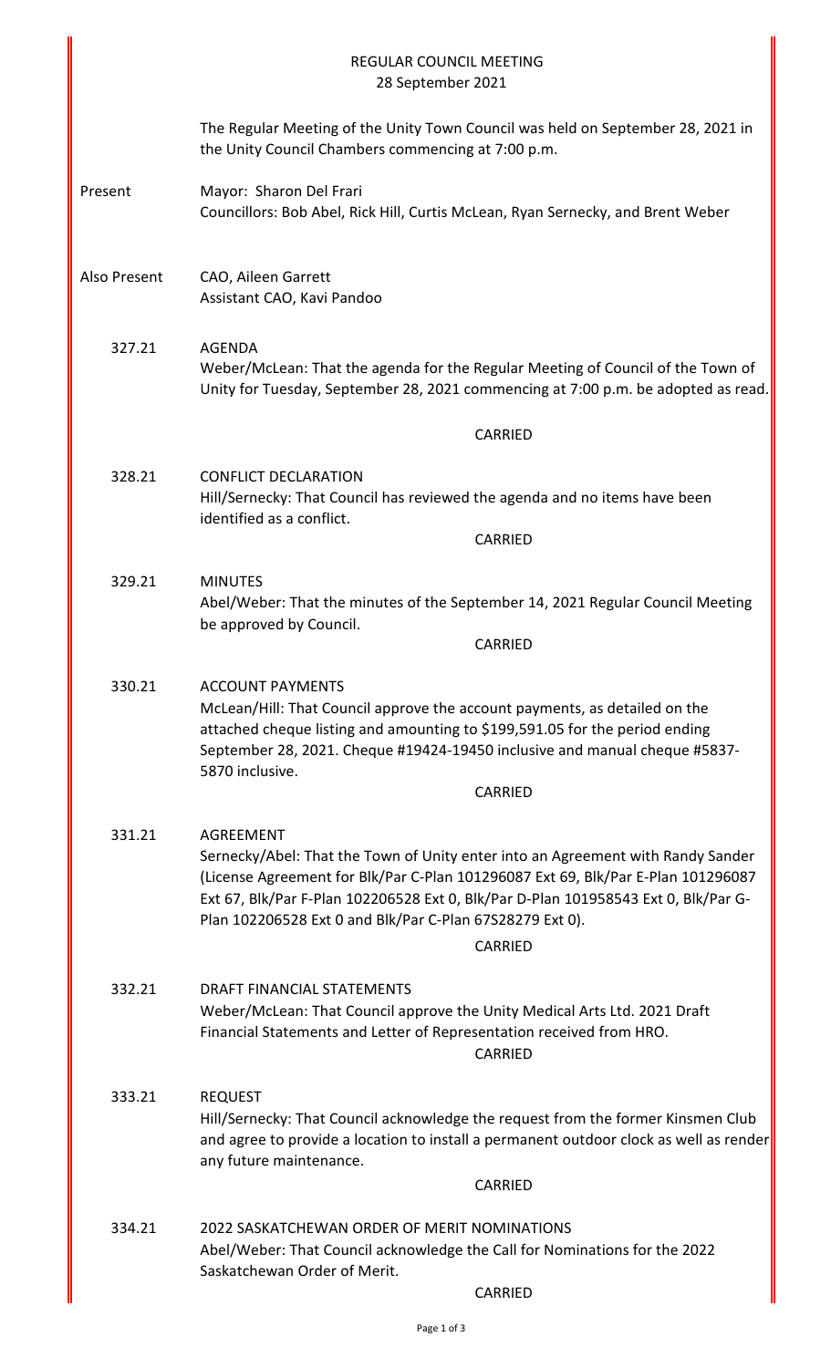# REGULAR COUNCIL MEETING
## 28 September 2021

The Regular Meeting of the Unity Town Council was held on September 28, 2021 in the Unity Council Chambers commencing at 7:00 p.m.

**Present**

Mayor: Sharon Del Frari
Councillors: Bob Abel, Rick Hill, Curtis McLean, Ryan Sernecky, and Brent Weber

**Also Present**

CAO, Aileen Garrett
Assistant CAO, Kavi Pandoo

**327.21 AGENDA**

Weber/McLean: That the agenda for the Regular Meeting of Council of the Town of Unity for Tuesday, September 28, 2021 commencing at 7:00 p.m. be adopted as read.

CARRIED

**328.21 CONFLICT DECLARATION**

Hill/Sernecky: That Council has reviewed the agenda and no items have been identified as a conflict.

CARRIED

**329.21 MINUTES**

Abel/Weber: That the minutes of the September 14, 2021 Regular Council Meeting be approved by Council.

CARRIED

**330.21 ACCOUNT PAYMENTS**

McLean/Hill: That Council approve the account payments, as detailed on the attached cheque listing and amounting to $199,591.05 for the period ending September 28, 2021. Cheque #19424-19450 inclusive and manual cheque #5837-5870 inclusive.

CARRIED

**331.21 AGREEMENT**

Sernecky/Abel: That the Town of Unity enter into an Agreement with Randy Sander (License Agreement for Blk/Par C-Plan 101296087 Ext 69, Blk/Par E-Plan 101296087 Ext 67, Blk/Par F-Plan 102206528 Ext 0, Blk/Par D-Plan 101958543 Ext 0, Blk/Par G-Plan 102206528 Ext 0 and Blk/Par C-Plan 67S28279 Ext 0).

CARRIED

**332.21 DRAFT FINANCIAL STATEMENTS**

Weber/McLean: That Council approve the Unity Medical Arts Ltd. 2021 Draft Financial Statements and Letter of Representation received from HRO.

CARRIED

**333.21 REQUEST**

Hill/Sernecky: That Council acknowledge the request from the former Kinsmen Club and agree to provide a location to install a permanent outdoor clock as well as render any future maintenance.

CARRIED

**334.21 2022 SASKATCHEWAN ORDER OF MERIT NOMINATIONS**

Abel/Weber: That Council acknowledge the Call for Nominations for the 2022 Saskatchewan Order of Merit.

CARRIED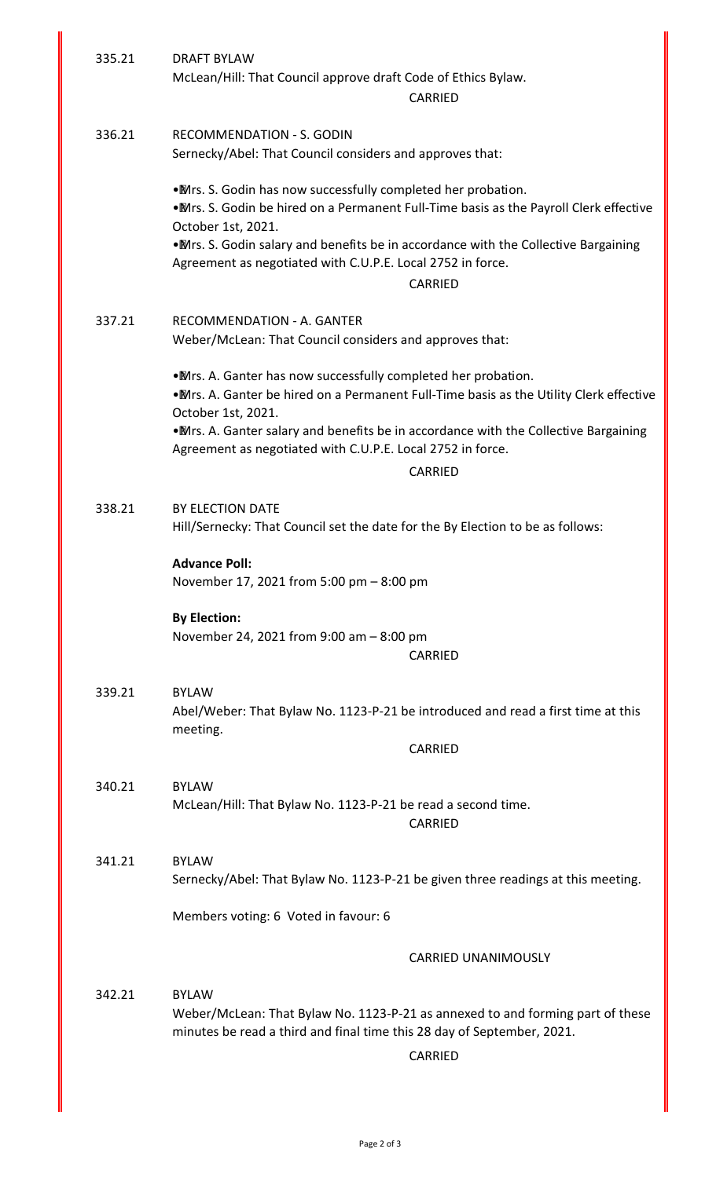335.21 DRAFT BYLAW

McLean/Hill: That Council approve draft Code of Ethics Bylaw.

CARRIED

336.21 RECOMMENDATION - S. GODIN

Sernecky/Abel: That Council considers and approves that:

- Mrs. S. Godin has now successfully completed her probation.
- Mrs. S. Godin be hired on a Permanent Full-Time basis as the Payroll Clerk effective October 1st, 2021.
- Mrs. S. Godin salary and benefits be in accordance with the Collective Bargaining Agreement as negotiated with C.U.P.E. Local 2752 in force.

CARRIED

337.21 RECOMMENDATION - A. GANTER

Weber/McLean: That Council considers and approves that:

- Mrs. A. Ganter has now successfully completed her probation.
- Mrs. A. Ganter be hired on a Permanent Full-Time basis as the Utility Clerk effective October 1st, 2021.
- Mrs. A. Ganter salary and benefits be in accordance with the Collective Bargaining Agreement as negotiated with C.U.P.E. Local 2752 in force.

CARRIED

338.21 BY ELECTION DATE

Hill/Sernecky: That Council set the date for the By Election to be as follows:

**Advance Poll:**
November 17, 2021 from 5:00 pm – 8:00 pm

**By Election:**
November 24, 2021 from 9:00 am – 8:00 pm

CARRIED

339.21 BYLAW

Abel/Weber: That Bylaw No. 1123-P-21 be introduced and read a first time at this meeting.

CARRIED

340.21 BYLAW

McLean/Hill: That Bylaw No. 1123-P-21 be read a second time.

CARRIED

341.21 BYLAW

Sernecky/Abel: That Bylaw No. 1123-P-21 be given three readings at this meeting.

Members voting: 6 Voted in favour: 6

CARRIED UNANIMOUSLY

342.21 BYLAW

Weber/McLean: That Bylaw No. 1123-P-21 as annexed to and forming part of these minutes be read a third and final time this 28 day of September, 2021.

CARRIED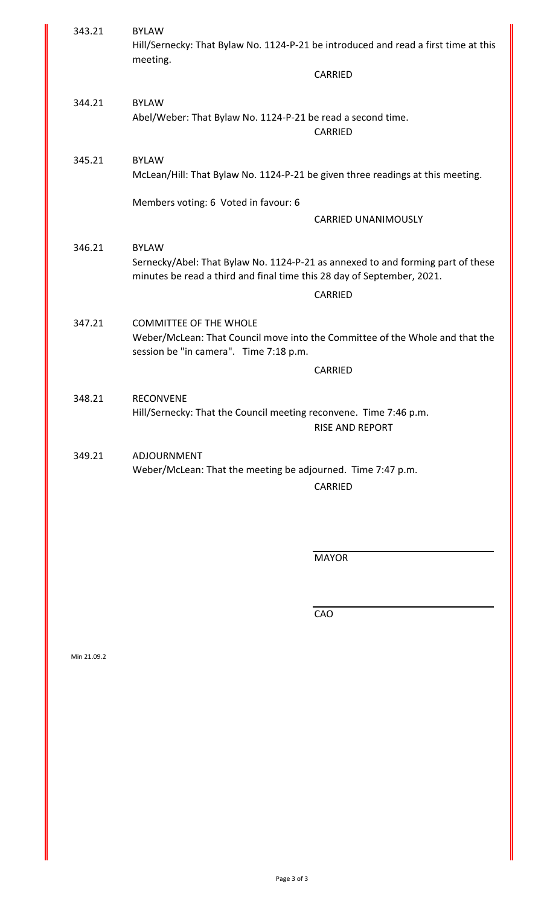343.21 BYLAW

Hill/Sernecky: That Bylaw No. 1124-P-21 be introduced and read a first time at this meeting.

CARRIED

344.21 BYLAW

Abel/Weber: That Bylaw No. 1124-P-21 be read a second time.

CARRIED

345.21 BYLAW

McLean/Hill: That Bylaw No. 1124-P-21 be given three readings at this meeting.

Members voting: 6 Voted in favour: 6

CARRIED UNANIMOUSLY

346.21 BYLAW

Sernecky/Abel: That Bylaw No. 1124-P-21 as annexed to and forming part of these minutes be read a third and final time this 28 day of September, 2021.

CARRIED

347.21 COMMITTEE OF THE WHOLE

Weber/McLean: That Council move into the Committee of the Whole and that the session be "in camera". Time 7:18 p.m.

CARRIED

348.21 RECONVENE

Hill/Sernecky: That the Council meeting reconvene. Time 7:46 p.m.

RISE AND REPORT

349.21 ADJOURNMENT

Weber/McLean: That the meeting be adjourned. Time 7:47 p.m.

CARRIED

MAYOR

CAO

Min 21.09.2